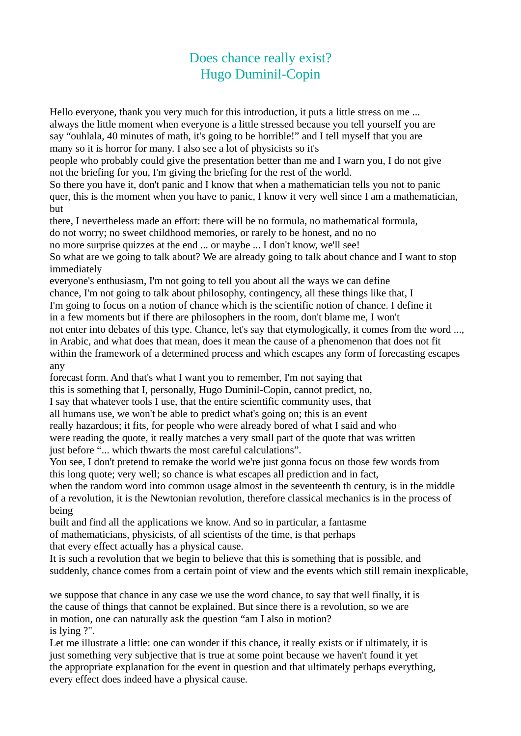# Does chance really exist?
## Hugo Duminil-Copin

Hello everyone, thank you very much for this introduction, it puts a little stress on me ... always the little moment when everyone is a little stressed because you tell yourself you are say "ouhlala, 40 minutes of math, it's going to be horrible!" and I tell myself that you are many so it is horror for many. I also see a lot of physicists so it's people who probably could give the presentation better than me and I warn you, I do not give not the briefing for you, I'm giving the briefing for the rest of the world.
So there you have it, don't panic and I know that when a mathematician tells you not to panic quer, this is the moment when you have to panic, I know it very well since I am a mathematician, but
there, I nevertheless made an effort: there will be no formula, no mathematical formula, do not worry; no sweet childhood memories, or rarely to be honest, and no no no more surprise quizzes at the end ... or maybe ... I don't know, we'll see!
So what are we going to talk about? We are already going to talk about chance and I want to stop immediately
everyone's enthusiasm, I'm not going to tell you about all the ways we can define chance, I'm not going to talk about philosophy, contingency, all these things like that, I I'm going to focus on a notion of chance which is the scientific notion of chance. I define it in a few moments but if there are philosophers in the room, don't blame me, I won't not enter into debates of this type. Chance, let's say that etymologically, it comes from the word ..., in Arabic, and what does that mean, does it mean the cause of a phenomenon that does not fit within the framework of a determined process and which escapes any form of forecasting escapes any
forecast form. And that's what I want you to remember, I'm not saying that this is something that I, personally, Hugo Duminil-Copin, cannot predict, no, I say that whatever tools I use, that the entire scientific community uses, that all humans use, we won't be able to predict what's going on; this is an event really hazardous; it fits, for people who were already bored of what I said and who were reading the quote, it really matches a very small part of the quote that was written just before "... which thwarts the most careful calculations".
You see, I don't pretend to remake the world we're just gonna focus on those few words from this long quote; very well; so chance is what escapes all prediction and in fact, when the random word into common usage almost in the seventeenth th century, is in the middle of a revolution, it is the Newtonian revolution, therefore classical mechanics is in the process of being
built and find all the applications we know. And so in particular, a fantasme of mathematicians, physicists, of all scientists of the time, is that perhaps that every effect actually has a physical cause.
It is such a revolution that we begin to believe that this is something that is possible, and suddenly, chance comes from a certain point of view and the events which still remain inexplicable,

we suppose that chance in any case we use the word chance, to say that well finally, it is the cause of things that cannot be explained. But since there is a revolution, so we are in motion, one can naturally ask the question "am I also in motion? is lying ?".
Let me illustrate a little: one can wonder if this chance, it really exists or if ultimately, it is just something very subjective that is true at some point because we haven't found it yet the appropriate explanation for the event in question and that ultimately perhaps everything, every effect does indeed have a physical cause.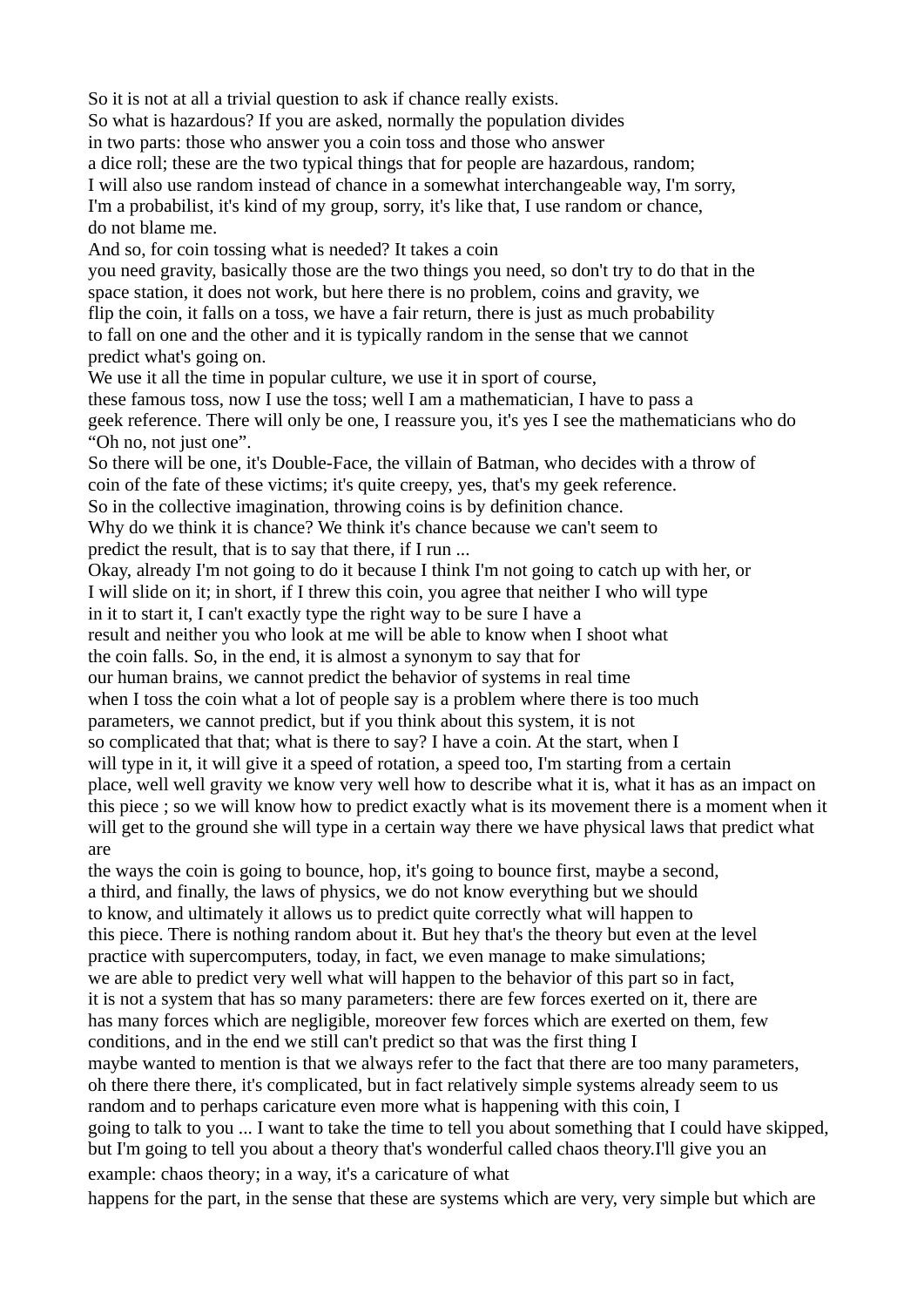So it is not at all a trivial question to ask if chance really exists.
So what is hazardous? If you are asked, normally the population divides
in two parts: those who answer you a coin toss and those who answer
a dice roll; these are the two typical things that for people are hazardous, random;
I will also use random instead of chance in a somewhat interchangeable way, I'm sorry,
I'm a probabilist, it's kind of my group, sorry, it's like that, I use random or chance,
do not blame me.
And so, for coin tossing what is needed? It takes a coin
you need gravity, basically those are the two things you need, so don't try to do that in the
space station, it does not work, but here there is no problem, coins and gravity, we
flip the coin, it falls on a toss, we have a fair return, there is just as much probability
to fall on one and the other and it is typically random in the sense that we cannot
predict what's going on.
We use it all the time in popular culture, we use it in sport of course,
these famous toss, now I use the toss; well I am a mathematician, I have to pass a
geek reference. There will only be one, I reassure you, it's yes I see the mathematicians who do
“Oh no, not just one”.
So there will be one, it's Double-Face, the villain of Batman, who decides with a throw of
coin of the fate of these victims; it's quite creepy, yes, that's my geek reference.
So in the collective imagination, throwing coins is by definition chance.
Why do we think it is chance? We think it's chance because we can't seem to
predict the result, that is to say that there, if I run ...
Okay, already I'm not going to do it because I think I'm not going to catch up with her, or
I will slide on it; in short, if I threw this coin, you agree that neither I who will type
in it to start it, I can't exactly type the right way to be sure I have a
result and neither you who look at me will be able to know when I shoot what
the coin falls. So, in the end, it is almost a synonym to say that for
our human brains, we cannot predict the behavior of systems in real time
when I toss the coin what a lot of people say is a problem where there is too much
parameters, we cannot predict, but if you think about this system, it is not
so complicated that that; what is there to say? I have a coin. At the start, when I
will type in it, it will give it a speed of rotation, a speed too, I'm starting from a certain
place, well well gravity we know very well how to describe what it is, what it has as an impact on
this piece ; so we will know how to predict exactly what is its movement there is a moment when it
will get to the ground she will type in a certain way there we have physical laws that predict what
are
the ways the coin is going to bounce, hop, it's going to bounce first, maybe a second,
a third, and finally, the laws of physics, we do not know everything but we should
to know, and ultimately it allows us to predict quite correctly what will happen to
this piece. There is nothing random about it. But hey that's the theory but even at the level
practice with supercomputers, today, in fact, we even manage to make simulations;
we are able to predict very well what will happen to the behavior of this part so in fact,
it is not a system that has so many parameters: there are few forces exerted on it, there are
has many forces which are negligible, moreover few forces which are exerted on them, few
conditions, and in the end we still can't predict so that was the first thing I
maybe wanted to mention is that we always refer to the fact that there are too many parameters,
oh there there there, it's complicated, but in fact relatively simple systems already seem to us
random and to perhaps caricature even more what is happening with this coin, I
going to talk to you ... I want to take the time to tell you about something that I could have skipped,
but I'm going to tell you about a theory that's wonderful called chaos theory.I'll give you an
example: chaos theory; in a way, it's a caricature of what
happens for the part, in the sense that these are systems which are very, very simple but which are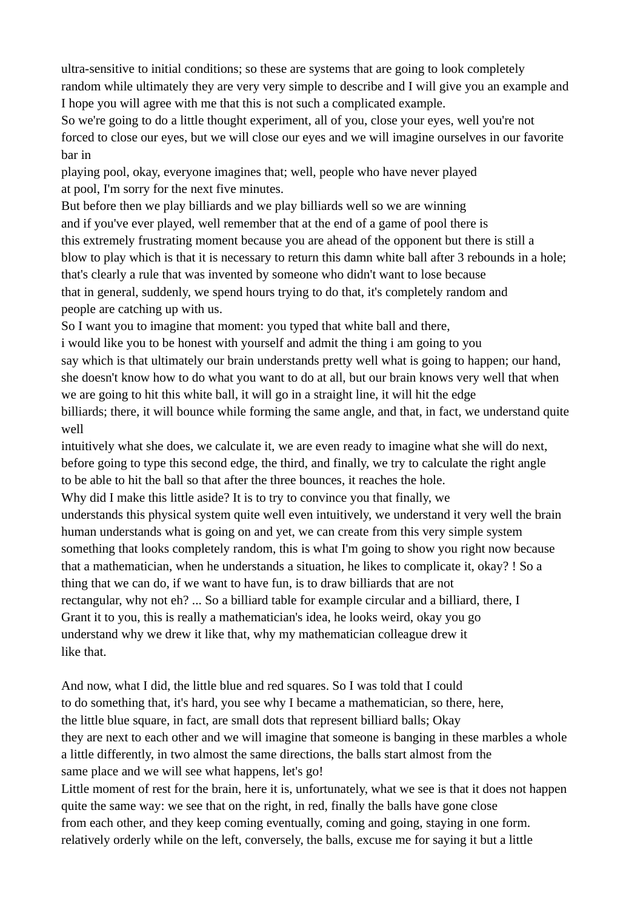ultra-sensitive to initial conditions; so these are systems that are going to look completely random while ultimately they are very very simple to describe and I will give you an example and I hope you will agree with me that this is not such a complicated example.
So we're going to do a little thought experiment, all of you, close your eyes, well you're not forced to close our eyes, but we will close our eyes and we will imagine ourselves in our favorite bar in
playing pool, okay, everyone imagines that; well, people who have never played at pool, I'm sorry for the next five minutes.
But before then we play billiards and we play billiards well so we are winning and if you've ever played, well remember that at the end of a game of pool there is this extremely frustrating moment because you are ahead of the opponent but there is still a blow to play which is that it is necessary to return this damn white ball after 3 rebounds in a hole; that's clearly a rule that was invented by someone who didn't want to lose because that in general, suddenly, we spend hours trying to do that, it's completely random and people are catching up with us.
So I want you to imagine that moment: you typed that white ball and there, i would like you to be honest with yourself and admit the thing i am going to you say which is that ultimately our brain understands pretty well what is going to happen; our hand, she doesn't know how to do what you want to do at all, but our brain knows very well that when we are going to hit this white ball, it will go in a straight line, it will hit the edge billiards; there, it will bounce while forming the same angle, and that, in fact, we understand quite well
intuitively what she does, we calculate it, we are even ready to imagine what she will do next, before going to type this second edge, the third, and finally, we try to calculate the right angle to be able to hit the ball so that after the three bounces, it reaches the hole.
Why did I make this little aside? It is to try to convince you that finally, we understands this physical system quite well even intuitively, we understand it very well the brain human understands what is going on and yet, we can create from this very simple system something that looks completely random, this is what I'm going to show you right now because that a mathematician, when he understands a situation, he likes to complicate it, okay? ! So a thing that we can do, if we want to have fun, is to draw billiards that are not rectangular, why not eh? ... So a billiard table for example circular and a billiard, there, I Grant it to you, this is really a mathematician's idea, he looks weird, okay you go understand why we drew it like that, why my mathematician colleague drew it like that.

And now, what I did, the little blue and red squares. So I was told that I could to do something that, it's hard, you see why I became a mathematician, so there, here, the little blue square, in fact, are small dots that represent billiard balls; Okay they are next to each other and we will imagine that someone is banging in these marbles a whole a little differently, in two almost the same directions, the balls start almost from the same place and we will see what happens, let's go!
Little moment of rest for the brain, here it is, unfortunately, what we see is that it does not happen quite the same way: we see that on the right, in red, finally the balls have gone close from each other, and they keep coming eventually, coming and going, staying in one form. relatively orderly while on the left, conversely, the balls, excuse me for saying it but a little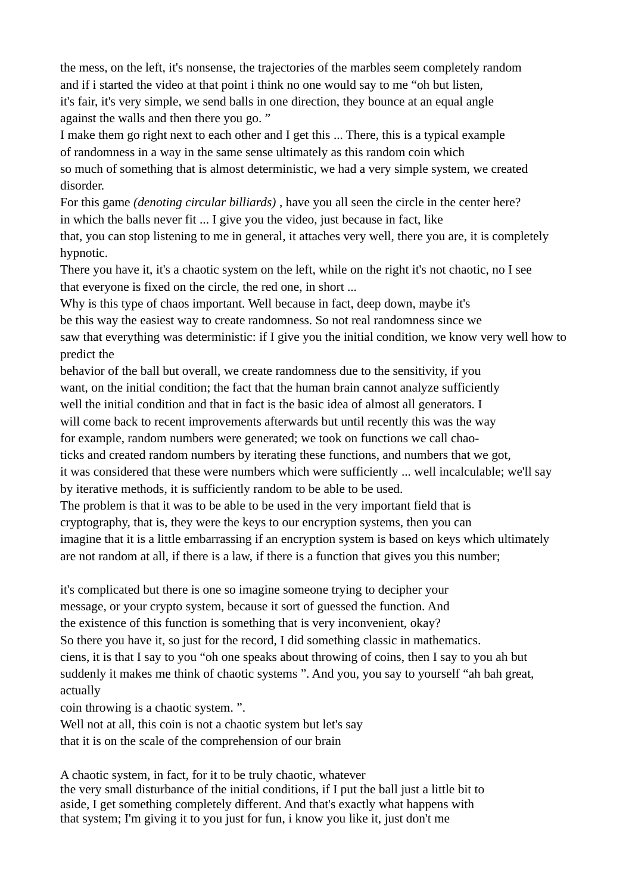the mess, on the left, it's nonsense, the trajectories of the marbles seem completely random and if i started the video at that point i think no one would say to me “oh but listen, it's fair, it's very simple, we send balls in one direction, they bounce at an equal angle against the walls and then there you go. ”

I make them go right next to each other and I get this ... There, this is a typical example of randomness in a way in the same sense ultimately as this random coin which so much of something that is almost deterministic, we had a very simple system, we created disorder.

For this game *(denoting circular billiards)* , have you all seen the circle in the center here? in which the balls never fit ... I give you the video, just because in fact, like that, you can stop listening to me in general, it attaches very well, there you are, it is completely hypnotic.

There you have it, it's a chaotic system on the left, while on the right it's not chaotic, no I see that everyone is fixed on the circle, the red one, in short ...

Why is this type of chaos important. Well because in fact, deep down, maybe it's be this way the easiest way to create randomness. So not real randomness since we saw that everything was deterministic: if I give you the initial condition, we know very well how to predict the behavior of the ball but overall, we create randomness due to the sensitivity, if you want, on the initial condition; the fact that the human brain cannot analyze sufficiently well the initial condition and that in fact is the basic idea of almost all generators. I will come back to recent improvements afterwards but until recently this was the way for example, random numbers were generated; we took on functions we call chao-ticks and created random numbers by iterating these functions, and numbers that we got, it was considered that these were numbers which were sufficiently ... well incalculable; we'll say by iterative methods, it is sufficiently random to be able to be used.

The problem is that it was to be able to be used in the very important field that is cryptography, that is, they were the keys to our encryption systems, then you can imagine that it is a little embarrassing if an encryption system is based on keys which ultimately are not random at all, if there is a law, if there is a function that gives you this number;

it's complicated but there is one so imagine someone trying to decipher your message, or your crypto system, because it sort of guessed the function. And the existence of this function is something that is very inconvenient, okay?

So there you have it, so just for the record, I did something classic in mathematics. ciens, it is that I say to you “oh one speaks about throwing of coins, then I say to you ah but suddenly it makes me think of chaotic systems ”. And you, you say to yourself “ah bah great, actually coin throwing is a chaotic system. ”.

Well not at all, this coin is not a chaotic system but let's say that it is on the scale of the comprehension of our brain

A chaotic system, in fact, for it to be truly chaotic, whatever the very small disturbance of the initial conditions, if I put the ball just a little bit to aside, I get something completely different. And that's exactly what happens with that system; I'm giving it to you just for fun, i know you like it, just don't me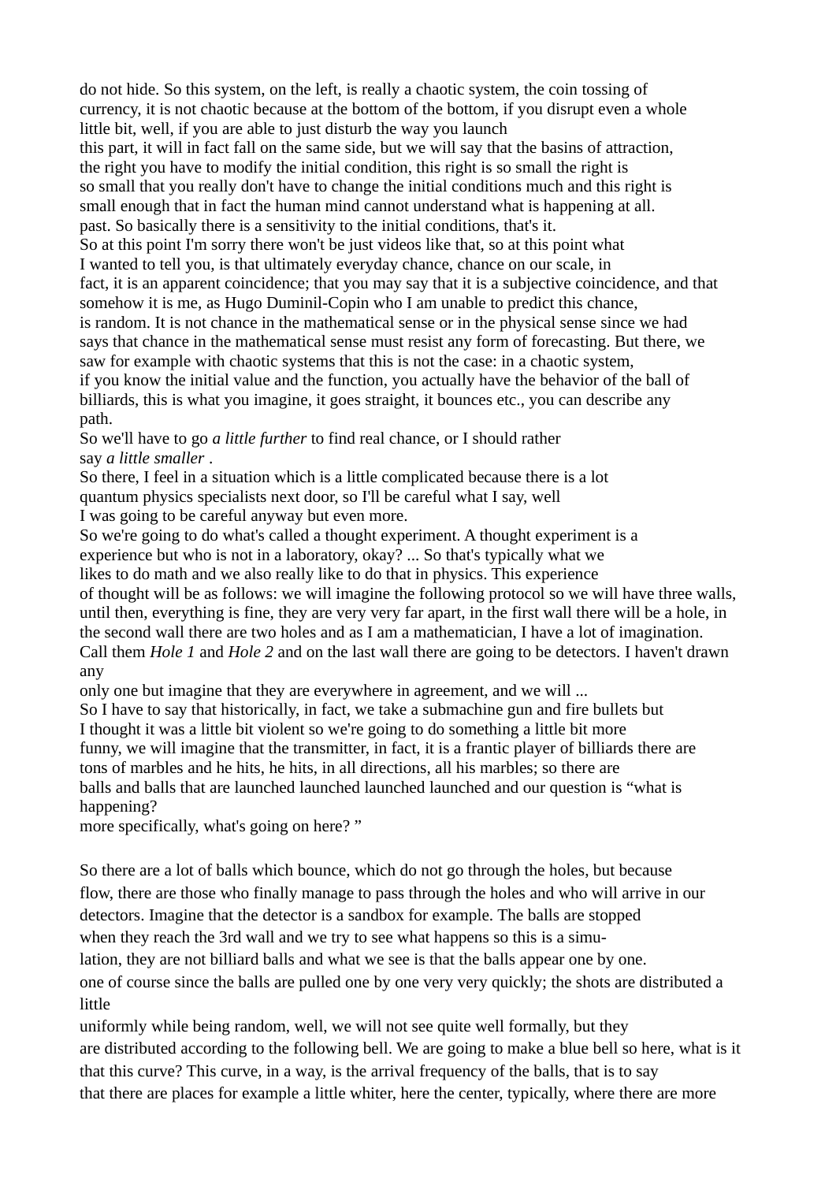do not hide. So this system, on the left, is really a chaotic system, the coin tossing of currency, it is not chaotic because at the bottom of the bottom, if you disrupt even a whole little bit, well, if you are able to just disturb the way you launch this part, it will in fact fall on the same side, but we will say that the basins of attraction, the right you have to modify the initial condition, this right is so small the right is so small that you really don't have to change the initial conditions much and this right is small enough that in fact the human mind cannot understand what is happening at all. past. So basically there is a sensitivity to the initial conditions, that's it.
So at this point I'm sorry there won't be just videos like that, so at this point what I wanted to tell you, is that ultimately everyday chance, chance on our scale, in fact, it is an apparent coincidence; that you may say that it is a subjective coincidence, and that somehow it is me, as Hugo Duminil-Copin who I am unable to predict this chance, is random. It is not chance in the mathematical sense or in the physical sense since we had says that chance in the mathematical sense must resist any form of forecasting. But there, we saw for example with chaotic systems that this is not the case: in a chaotic system, if you know the initial value and the function, you actually have the behavior of the ball of billiards, this is what you imagine, it goes straight, it bounces etc., you can describe any path.
So we'll have to go *a little further* to find real chance, or I should rather say *a little smaller* .
So there, I feel in a situation which is a little complicated because there is a lot quantum physics specialists next door, so I'll be careful what I say, well I was going to be careful anyway but even more.
So we're going to do what's called a thought experiment. A thought experiment is a experience but who is not in a laboratory, okay? ... So that's typically what we likes to do math and we also really like to do that in physics. This experience of thought will be as follows: we will imagine the following protocol so we will have three walls, until then, everything is fine, they are very very far apart, in the first wall there will be a hole, in the second wall there are two holes and as I am a mathematician, I have a lot of imagination. Call them *Hole 1* and *Hole 2* and on the last wall there are going to be detectors. I haven't drawn any
only one but imagine that they are everywhere in agreement, and we will ...
So I have to say that historically, in fact, we take a submachine gun and fire bullets but I thought it was a little bit violent so we're going to do something a little bit more funny, we will imagine that the transmitter, in fact, it is a frantic player of billiards there are tons of marbles and he hits, he hits, in all directions, all his marbles; so there are balls and balls that are launched launched launched launched and our question is “what is happening?
more specifically, what's going on here? ”

So there are a lot of balls which bounce, which do not go through the holes, but because flow, there are those who finally manage to pass through the holes and who will arrive in our detectors. Imagine that the detector is a sandbox for example. The balls are stopped when they reach the 3rd wall and we try to see what happens so this is a simulation, they are not billiard balls and what we see is that the balls appear one by one. one of course since the balls are pulled one by one very very quickly; the shots are distributed a little
uniformly while being random, well, we will not see quite well formally, but they are distributed according to the following bell. We are going to make a blue bell so here, what is it that this curve? This curve, in a way, is the arrival frequency of the balls, that is to say that there are places for example a little whiter, here the center, typically, where there are more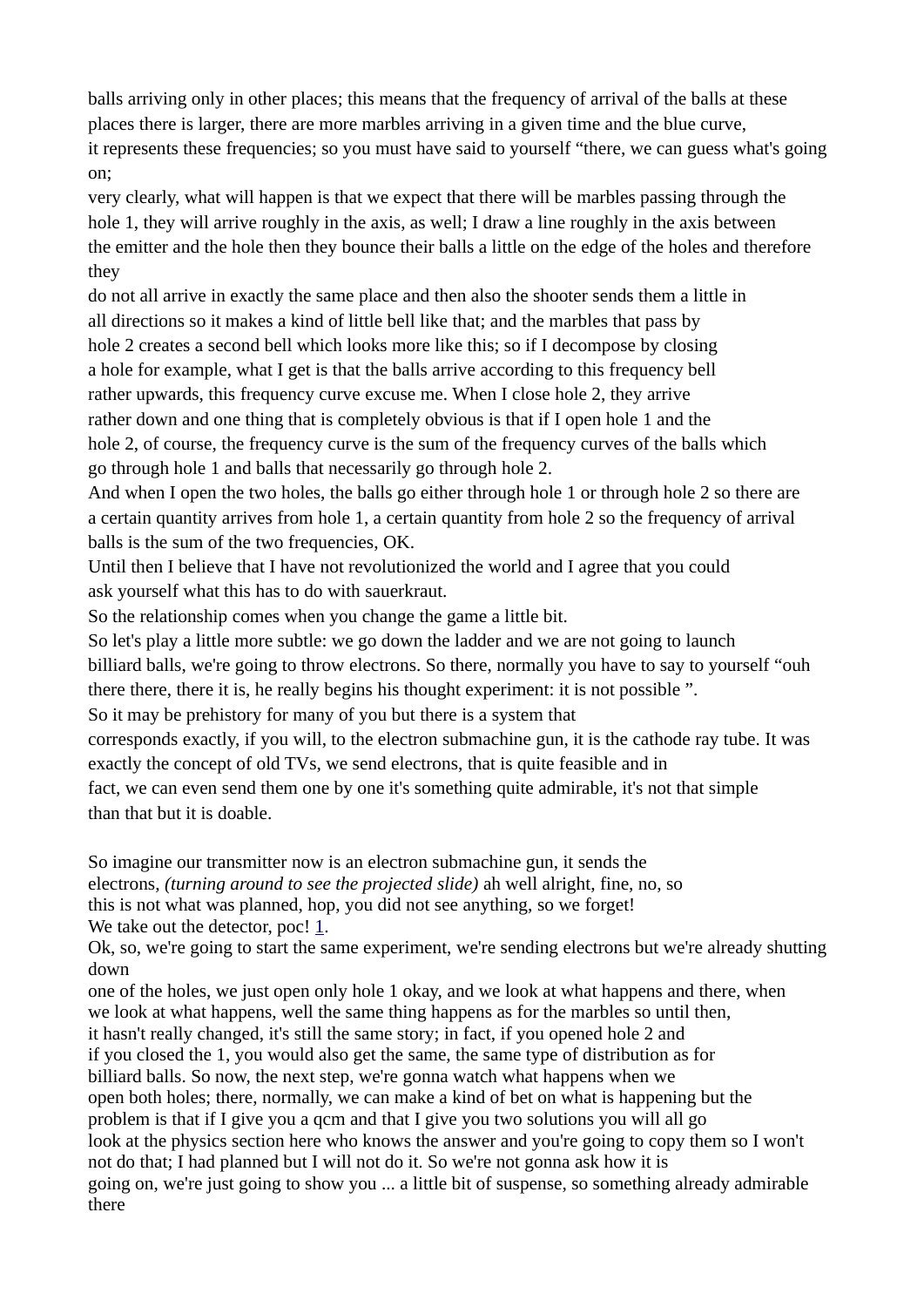balls arriving only in other places; this means that the frequency of arrival of the balls at these places there is larger, there are more marbles arriving in a given time and the blue curve, it represents these frequencies; so you must have said to yourself "there, we can guess what's going on; very clearly, what will happen is that we expect that there will be marbles passing through the hole 1, they will arrive roughly in the axis, as well; I draw a line roughly in the axis between the emitter and the hole then they bounce their balls a little on the edge of the holes and therefore they do not all arrive in exactly the same place and then also the shooter sends them a little in all directions so it makes a kind of little bell like that; and the marbles that pass by hole 2 creates a second bell which looks more like this; so if I decompose by closing a hole for example, what I get is that the balls arrive according to this frequency bell rather upwards, this frequency curve excuse me. When I close hole 2, they arrive rather down and one thing that is completely obvious is that if I open hole 1 and the hole 2, of course, the frequency curve is the sum of the frequency curves of the balls which go through hole 1 and balls that necessarily go through hole 2.
And when I open the two holes, the balls go either through hole 1 or through hole 2 so there are a certain quantity arrives from hole 1, a certain quantity from hole 2 so the frequency of arrival balls is the sum of the two frequencies, OK.
Until then I believe that I have not revolutionized the world and I agree that you could ask yourself what this has to do with sauerkraut.
So the relationship comes when you change the game a little bit.
So let's play a little more subtle: we go down the ladder and we are not going to launch billiard balls, we're going to throw electrons. So there, normally you have to say to yourself "ouh there there, there it is, he really begins his thought experiment: it is not possible ".
So it may be prehistory for many of you but there is a system that corresponds exactly, if you will, to the electron submachine gun, it is the cathode ray tube. It was exactly the concept of old TVs, we send electrons, that is quite feasible and in fact, we can even send them one by one it's something quite admirable, it's not that simple than that but it is doable.

So imagine our transmitter now is an electron submachine gun, it sends the electrons, *(turning around to see the projected slide)* ah well alright, fine, no, so this is not what was planned, hop, you did not see anything, so we forget!
We take out the detector, poc! [1].
Ok, so, we're going to start the same experiment, we're sending electrons but we're already shutting down one of the holes, we just open only hole 1 okay, and we look at what happens and there, when we look at what happens, well the same thing happens as for the marbles so until then, it hasn't really changed, it's still the same story; in fact, if you opened hole 2 and if you closed the 1, you would also get the same, the same type of distribution as for billiard balls. So now, the next step, we're gonna watch what happens when we open both holes; there, normally, we can make a kind of bet on what is happening but the problem is that if I give you a qcm and that I give you two solutions you will all go look at the physics section here who knows the answer and you're going to copy them so I won't not do that; I had planned but I will not do it. So we're not gonna ask how it is going on, we're just going to show you ... a little bit of suspense, so something already admirable there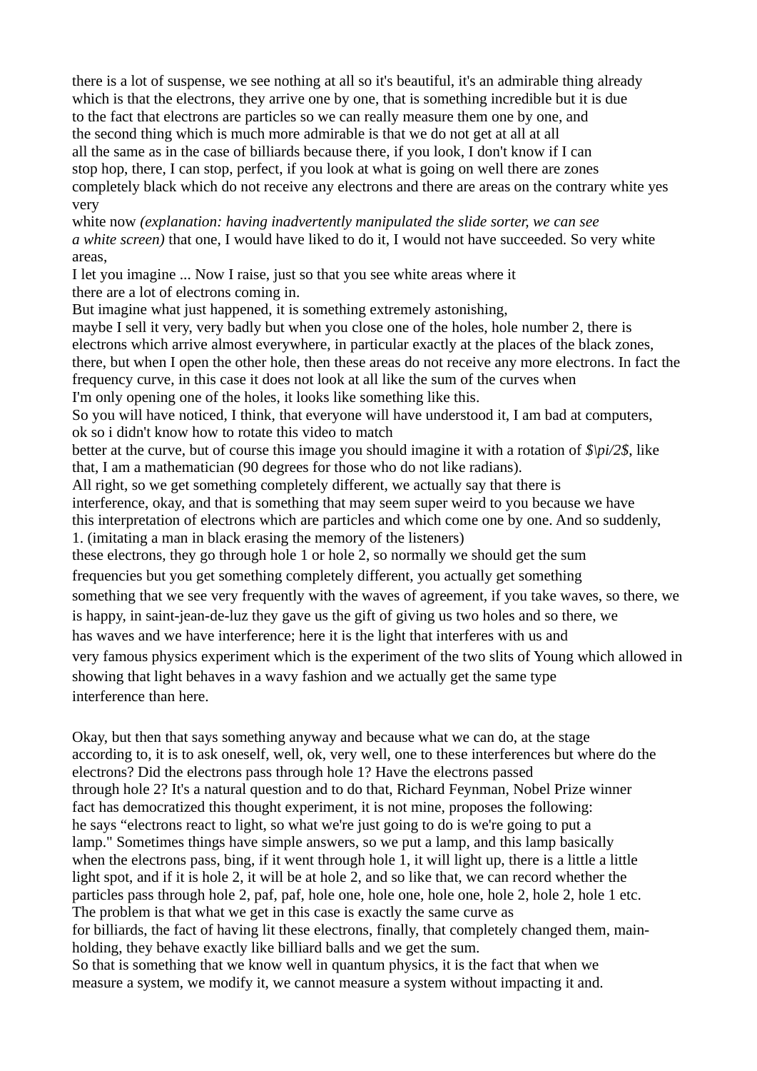there is a lot of suspense, we see nothing at all so it's beautiful, it's an admirable thing already which is that the electrons, they arrive one by one, that is something incredible but it is due to the fact that electrons are particles so we can really measure them one by one, and the second thing which is much more admirable is that we do not get at all at all at all all the same as in the case of billiards because there, if you look, I don't know if I can stop hop, there, I can stop, perfect, if you look at what is going on well there are zones completely black which do not receive any electrons and there are areas on the contrary white yes very white now *(explanation: having inadvertently manipulated the slide sorter, we can see a white screen)* that one, I would have liked to do it, I would not have succeeded. So very white areas, I let you imagine ... Now I raise, just so that you see white areas where it there are a lot of electrons coming in.

But imagine what just happened, it is something extremely astonishing, maybe I sell it very, very badly but when you close one of the holes, hole number 2, there is electrons which arrive almost everywhere, in particular exactly at the places of the black zones, there, but when I open the other hole, then these areas do not receive any more electrons. In fact the frequency curve, in this case it does not look at all like the sum of the curves when I'm only opening one of the holes, it looks like something like this.

So you will have noticed, I think, that everyone will have understood it, I am bad at computers, ok so i didn't know how to rotate this video to match better at the curve, but of course this image you should imagine it with a rotation of *$\pi/2$*, like that, I am a mathematician (90 degrees for those who do not like radians).

All right, so we get something completely different, we actually say that there is interference, okay, and that is something that may seem super weird to you because we have this interpretation of electrons which are particles and which come one by one. And so suddenly, 1. (imitating a man in black erasing the memory of the listeners) these electrons, they go through hole 1 or hole 2, so normally we should get the sum frequencies but you get something completely different, you actually get something something that we see very frequently with the waves of agreement, if you take waves, so there, we is happy, in saint-jean-de-luz they gave us the gift of giving us two holes and so there, we has waves and we have interference; here it is the light that interferes with us and very famous physics experiment which is the experiment of the two slits of Young which allowed in showing that light behaves in a wavy fashion and we actually get the same type interference than here.

Okay, but then that says something anyway and because what we can do, at the stage according to, it is to ask oneself, well, ok, very well, one to these interferences but where do the electrons? Did the electrons pass through hole 1? Have the electrons passed through hole 2? It's a natural question and to do that, Richard Feynman, Nobel Prize winner fact has democratized this thought experiment, it is not mine, proposes the following: he says "electrons react to light, so what we're just going to do is we're going to put a lamp." Sometimes things have simple answers, so we put a lamp, and this lamp basically when the electrons pass, bing, if it went through hole 1, it will light up, there is a little a little light spot, and if it is hole 2, it will be at hole 2, and so like that, we can record whether the particles pass through hole 2, paf, paf, hole one, hole one, hole one, hole 2, hole 2, hole 1 etc. The problem is that what we get in this case is exactly the same curve as for billiards, the fact of having lit these electrons, finally, that completely changed them, main-holding, they behave exactly like billiard balls and we get the sum.

So that is something that we know well in quantum physics, it is the fact that when we measure a system, we modify it, we cannot measure a system without impacting it and.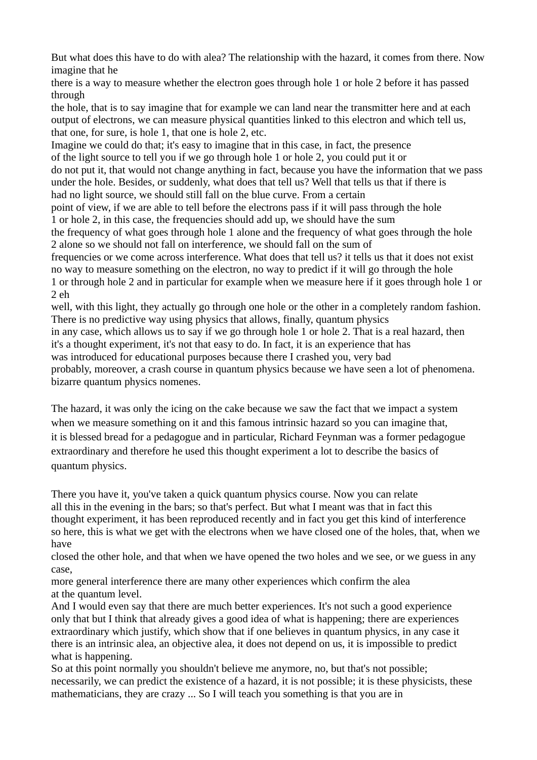But what does this have to do with alea? The relationship with the hazard, it comes from there. Now imagine that he there is a way to measure whether the electron goes through hole 1 or hole 2 before it has passed through the hole, that is to say imagine that for example we can land near the transmitter here and at each output of electrons, we can measure physical quantities linked to this electron and which tell us, that one, for sure, is hole 1, that one is hole 2, etc.

Imagine we could do that; it's easy to imagine that in this case, in fact, the presence of the light source to tell you if we go through hole 1 or hole 2, you could put it or do not put it, that would not change anything in fact, because you have the information that we pass under the hole. Besides, or suddenly, what does that tell us? Well that tells us that if there is had no light source, we should still fall on the blue curve. From a certain point of view, if we are able to tell before the electrons pass if it will pass through the hole 1 or hole 2, in this case, the frequencies should add up, we should have the sum the frequency of what goes through hole 1 alone and the frequency of what goes through the hole 2 alone so we should not fall on interference, we should fall on the sum of frequencies or we come across interference. What does that tell us? it tells us that it does not exist no way to measure something on the electron, no way to predict if it will go through the hole 1 or through hole 2 and in particular for example when we measure here if it goes through hole 1 or 2 eh well, with this light, they actually go through one hole or the other in a completely random fashion. There is no predictive way using physics that allows, finally, quantum physics in any case, which allows us to say if we go through hole 1 or hole 2. That is a real hazard, then it's a thought experiment, it's not that easy to do. In fact, it is an experience that has was introduced for educational purposes because there I crashed you, very bad probably, moreover, a crash course in quantum physics because we have seen a lot of phenomena. bizarre quantum physics nomenes.

The hazard, it was only the icing on the cake because we saw the fact that we impact a system when we measure something on it and this famous intrinsic hazard so you can imagine that, it is blessed bread for a pedagogue and in particular, Richard Feynman was a former pedagogue extraordinary and therefore he used this thought experiment a lot to describe the basics of quantum physics.

There you have it, you've taken a quick quantum physics course. Now you can relate all this in the evening in the bars; so that's perfect. But what I meant was that in fact this thought experiment, it has been reproduced recently and in fact you get this kind of interference so here, this is what we get with the electrons when we have closed one of the holes, that, when we have closed the other hole, and that when we have opened the two holes and we see, or we guess in any case, more general interference there are many other experiences which confirm the alea at the quantum level.

And I would even say that there are much better experiences. It's not such a good experience only that but I think that already gives a good idea of what is happening; there are experiences extraordinary which justify, which show that if one believes in quantum physics, in any case it there is an intrinsic alea, an objective alea, it does not depend on us, it is impossible to predict what is happening.

So at this point normally you shouldn't believe me anymore, no, but that's not possible; necessarily, we can predict the existence of a hazard, it is not possible; it is these physicists, these mathematicians, they are crazy ... So I will teach you something is that you are in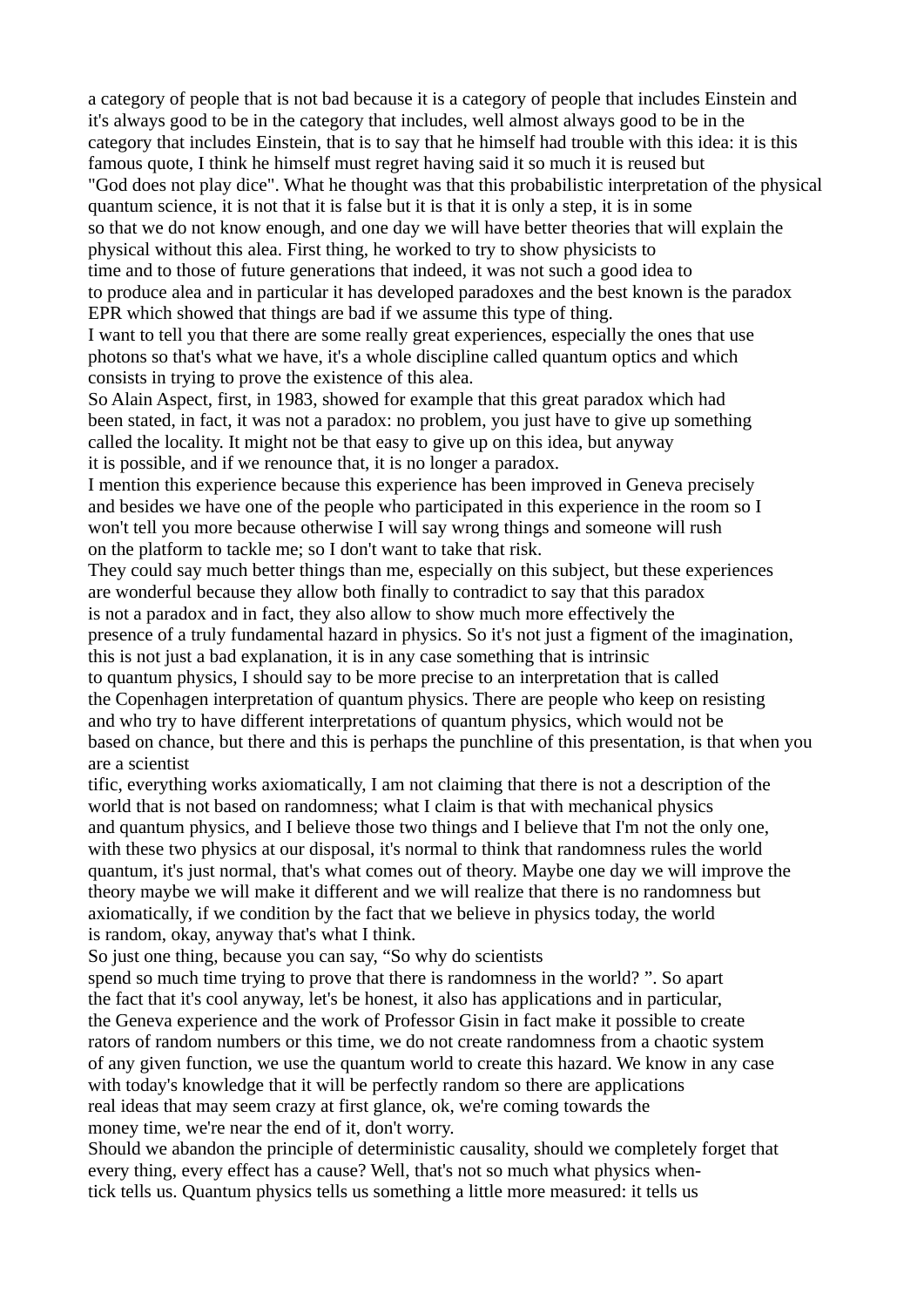a category of people that is not bad because it is a category of people that includes Einstein and it's always good to be in the category that includes, well almost always good to be in the category that includes Einstein, that is to say that he himself had trouble with this idea: it is this famous quote, I think he himself must regret having said it so much it is reused but "God does not play dice". What he thought was that this probabilistic interpretation of the physical quantum science, it is not that it is false but it is that it is only a step, it is in some so that we do not know enough, and one day we will have better theories that will explain the physical without this alea. First thing, he worked to try to show physicists to time and to those of future generations that indeed, it was not such a good idea to to produce alea and in particular it has developed paradoxes and the best known is the paradox EPR which showed that things are bad if we assume this type of thing.
I want to tell you that there are some really great experiences, especially the ones that use photons so that's what we have, it's a whole discipline called quantum optics and which consists in trying to prove the existence of this alea.
So Alain Aspect, first, in 1983, showed for example that this great paradox which had been stated, in fact, it was not a paradox: no problem, you just have to give up something called the locality. It might not be that easy to give up on this idea, but anyway it is possible, and if we renounce that, it is no longer a paradox.
I mention this experience because this experience has been improved in Geneva precisely and besides we have one of the people who participated in this experience in the room so I won't tell you more because otherwise I will say wrong things and someone will rush on the platform to tackle me; so I don't want to take that risk.
They could say much better things than me, especially on this subject, but these experiences are wonderful because they allow both finally to contradict to say that this paradox is not a paradox and in fact, they also allow to show much more effectively the presence of a truly fundamental hazard in physics. So it's not just a figment of the imagination, this is not just a bad explanation, it is in any case something that is intrinsic to quantum physics, I should say to be more precise to an interpretation that is called the Copenhagen interpretation of quantum physics. There are people who keep on resisting and who try to have different interpretations of quantum physics, which would not be based on chance, but there and this is perhaps the punchline of this presentation, is that when you are a scientist
tific, everything works axiomatically, I am not claiming that there is not a description of the world that is not based on randomness; what I claim is that with mechanical physics and quantum physics, and I believe those two things and I believe that I'm not the only one, with these two physics at our disposal, it's normal to think that randomness rules the world quantum, it's just normal, that's what comes out of theory. Maybe one day we will improve the theory maybe we will make it different and we will realize that there is no randomness but axiomatically, if we condition by the fact that we believe in physics today, the world is random, okay, anyway that's what I think.
So just one thing, because you can say, "So why do scientists spend so much time trying to prove that there is randomness in the world? ". So apart the fact that it's cool anyway, let's be honest, it also has applications and in particular, the Geneva experience and the work of Professor Gisin in fact make it possible to create rators of random numbers or this time, we do not create randomness from a chaotic system of any given function, we use the quantum world to create this hazard. We know in any case with today's knowledge that it will be perfectly random so there are applications real ideas that may seem crazy at first glance, ok, we're coming towards the money time, we're near the end of it, don't worry.
Should we abandon the principle of deterministic causality, should we completely forget that every thing, every effect has a cause? Well, that's not so much what physics when-tick tells us. Quantum physics tells us something a little more measured: it tells us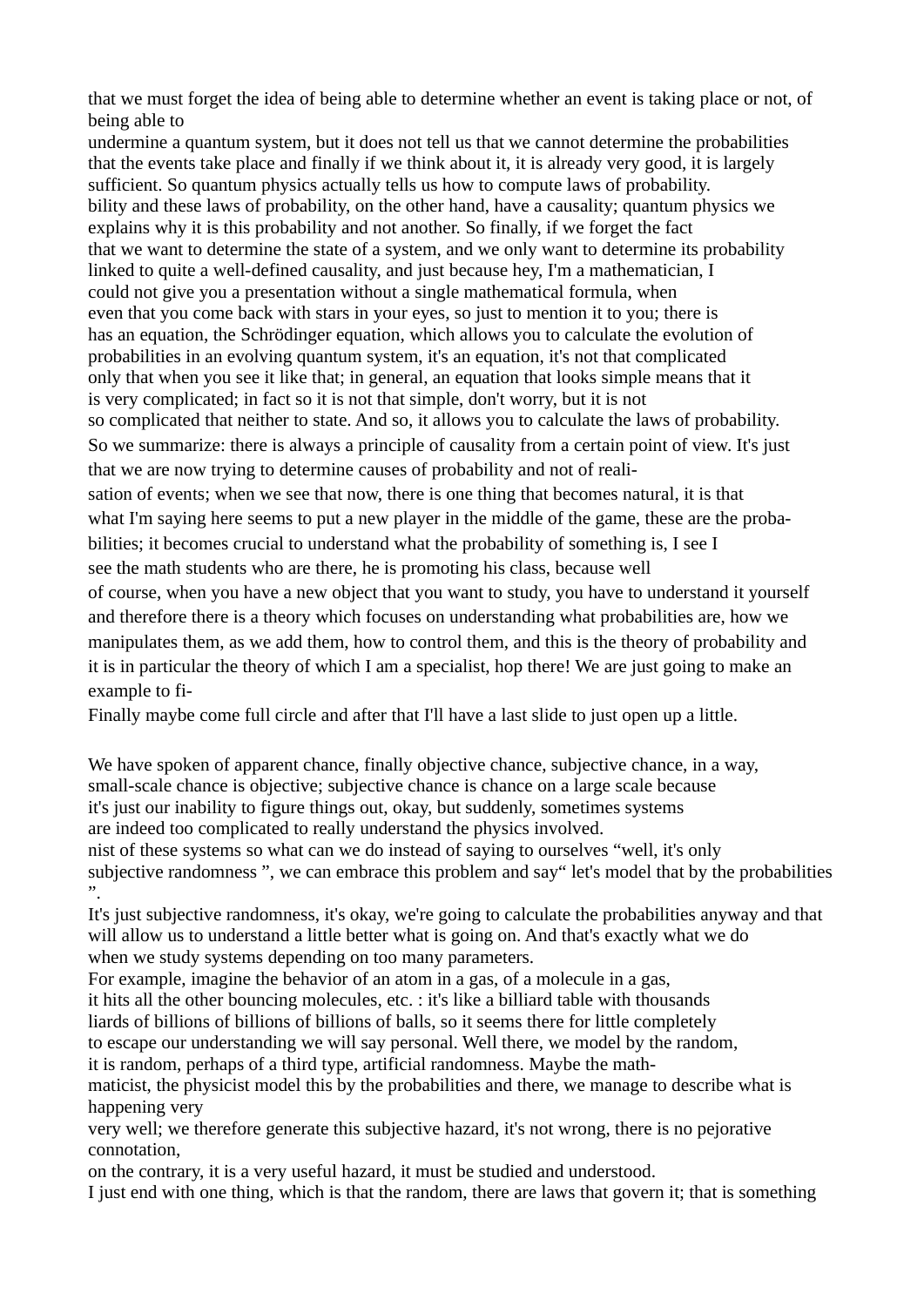that we must forget the idea of being able to determine whether an event is taking place or not, of being able to
undermine a quantum system, but it does not tell us that we cannot determine the probabilities that the events take place and finally if we think about it, it is already very good, it is largely sufficient. So quantum physics actually tells us how to compute laws of probability.
bility and these laws of probability, on the other hand, have a causality; quantum physics we explains why it is this probability and not another. So finally, if we forget the fact
that we want to determine the state of a system, and we only want to determine its probability linked to quite a well-defined causality, and just because hey, I'm a mathematician, I
could not give you a presentation without a single mathematical formula, when
even that you come back with stars in your eyes, so just to mention it to you; there is
has an equation, the Schrödinger equation, which allows you to calculate the evolution of probabilities in an evolving quantum system, it's an equation, it's not that complicated
only that when you see it like that; in general, an equation that looks simple means that it
is very complicated; in fact so it is not that simple, don't worry, but it is not
so complicated that neither to state. And so, it allows you to calculate the laws of probability.
So we summarize: there is always a principle of causality from a certain point of view. It's just that we are now trying to determine causes of probability and not of reali-
sation of events; when we see that now, there is one thing that becomes natural, it is that
what I'm saying here seems to put a new player in the middle of the game, these are the proba-
bilities; it becomes crucial to understand what the probability of something is, I see I
see the math students who are there, he is promoting his class, because well
of course, when you have a new object that you want to study, you have to understand it yourself and therefore there is a theory which focuses on understanding what probabilities are, how we manipulates them, as we add them, how to control them, and this is the theory of probability and it is in particular the theory of which I am a specialist, hop there! We are just going to make an example to fi-
Finally maybe come full circle and after that I'll have a last slide to just open up a little.

We have spoken of apparent chance, finally objective chance, subjective chance, in a way,
small-scale chance is objective; subjective chance is chance on a large scale because
it's just our inability to figure things out, okay, but suddenly, sometimes systems
are indeed too complicated to really understand the physics involved.
nist of these systems so what can we do instead of saying to ourselves "well, it's only subjective randomness ", we can embrace this problem and say" let's model that by the probabilities ".
It's just subjective randomness, it's okay, we're going to calculate the probabilities anyway and that will allow us to understand a little better what is going on. And that's exactly what we do
when we study systems depending on too many parameters.
For example, imagine the behavior of an atom in a gas, of a molecule in a gas,
it hits all the other bouncing molecules, etc. : it's like a billiard table with thousands
liards of billions of billions of billions of balls, so it seems there for little completely
to escape our understanding we will say personal. Well there, we model by the random,
it is random, perhaps of a third type, artificial randomness. Maybe the math-
maticist, the physicist model this by the probabilities and there, we manage to describe what is happening very
very well; we therefore generate this subjective hazard, it's not wrong, there is no pejorative connotation,
on the contrary, it is a very useful hazard, it must be studied and understood.
I just end with one thing, which is that the random, there are laws that govern it; that is something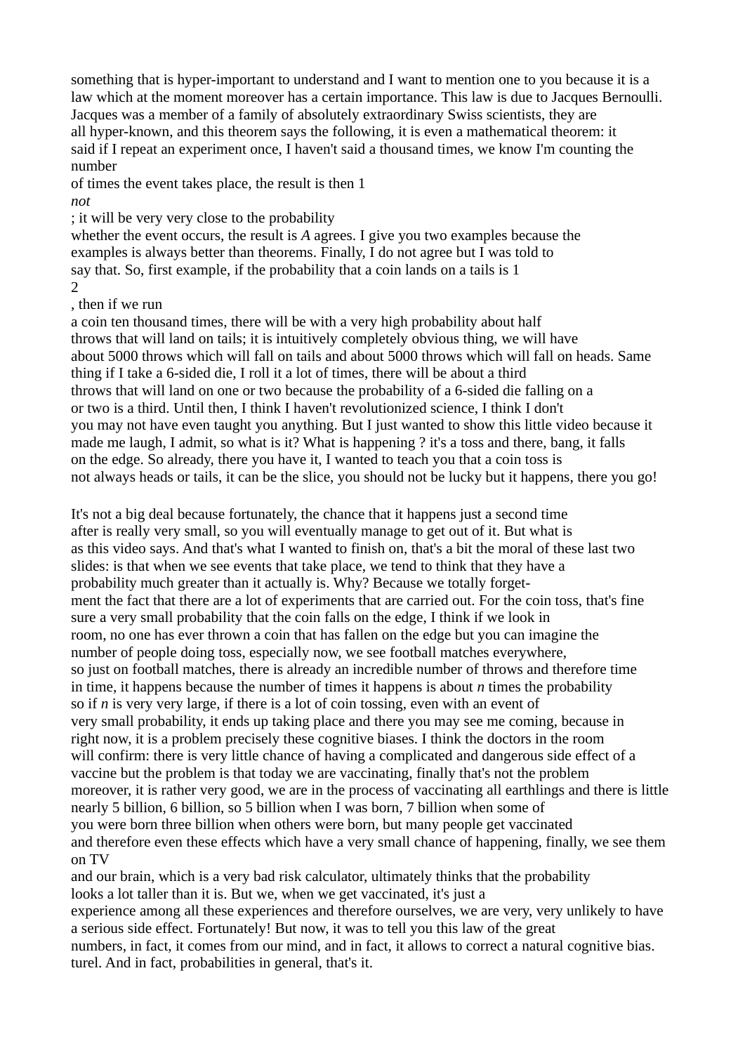something that is hyper-important to understand and I want to mention one to you because it is a law which at the moment moreover has a certain importance. This law is due to Jacques Bernoulli. Jacques was a member of a family of absolutely extraordinary Swiss scientists, they are all hyper-known, and this theorem says the following, it is even a mathematical theorem: it said if I repeat an experiment once, I haven't said a thousand times, we know I'm counting the number of times the event takes place, the result is then $\frac{1}{\textit{not}}$; it will be very very close to the probability whether the event occurs, the result is *A* agrees. I give you two examples because the examples is always better than theorems. Finally, I do not agree but I was told to say that. So, first example, if the probability that a coin lands on a tails is $\frac{1}{2}$, then if we run a coin ten thousand times, there will be with a very high probability about half throws that will land on tails; it is intuitively completely obvious thing, we will have about 5000 throws which will fall on tails and about 5000 throws which will fall on heads. Same thing if I take a 6-sided die, I roll it a lot of times, there will be about a third throws that will land on one or two because the probability of a 6-sided die falling on a or two is a third. Until then, I think I haven't revolutionized science, I think I don't you may not have even taught you anything. But I just wanted to show this little video because it made me laugh, I admit, so what is it? What is happening ? it's a toss and there, bang, it falls on the edge. So already, there you have it, I wanted to teach you that a coin toss is not always heads or tails, it can be the slice, you should not be lucky but it happens, there you go!

It's not a big deal because fortunately, the chance that it happens just a second time after is really very small, so you will eventually manage to get out of it. But what is as this video says. And that's what I wanted to finish on, that's a bit the moral of these last two slides: is that when we see events that take place, we tend to think that they have a probability much greater than it actually is. Why? Because we totally forget-ment the fact that there are a lot of experiments that are carried out. For the coin toss, that's fine sure a very small probability that the coin falls on the edge, I think if we look in room, no one has ever thrown a coin that has fallen on the edge but you can imagine the number of people doing toss, especially now, we see football matches everywhere, so just on football matches, there is already an incredible number of throws and therefore time in time, it happens because the number of times it happens is about $n$ times the probability so if $n$ is very very large, if there is a lot of coin tossing, even with an event of very small probability, it ends up taking place and there you may see me coming, because in right now, it is a problem precisely these cognitive biases. I think the doctors in the room will confirm: there is very little chance of having a complicated and dangerous side effect of a vaccine but the problem is that today we are vaccinating, finally that's not the problem moreover, it is rather very good, we are in the process of vaccinating all earthlings and there is little nearly 5 billion, 6 billion, so 5 billion when I was born, 7 billion when some of you were born three billion when others were born, but many people get vaccinated and therefore even these effects which have a very small chance of happening, finally, we see them on TV and our brain, which is a very bad risk calculator, ultimately thinks that the probability looks a lot taller than it is. But we, when we get vaccinated, it's just a experience among all these experiences and therefore ourselves, we are very, very unlikely to have a serious side effect. Fortunately! But now, it was to tell you this law of the great numbers, in fact, it comes from our mind, and in fact, it allows to correct a natural cognitive bias. turel. And in fact, probabilities in general, that's it.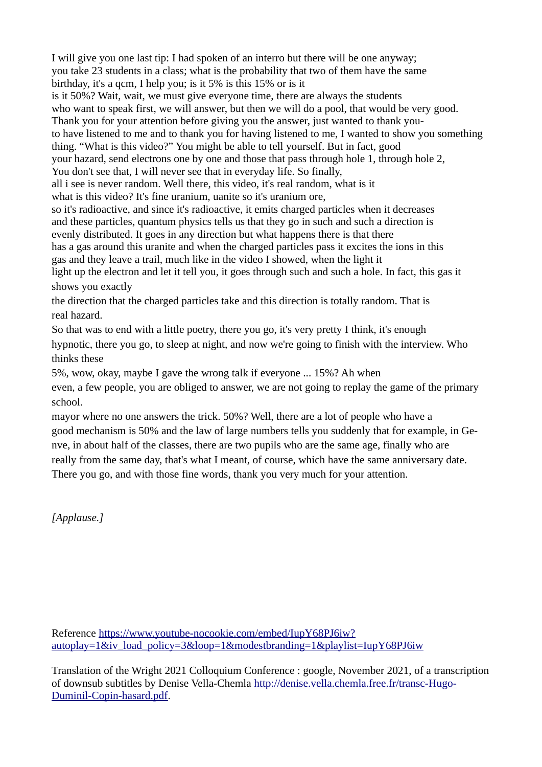I will give you one last tip: I had spoken of an interro but there will be one anyway; you take 23 students in a class; what is the probability that two of them have the same birthday, it's a qcm, I help you; is it 5% is this 15% or is it is it 50%? Wait, wait, we must give everyone time, there are always the students who want to speak first, we will answer, but then we will do a pool, that would be very good. Thank you for your attention before giving you the answer, just wanted to thank you- to have listened to me and to thank you for having listened to me, I wanted to show you something thing. “What is this video?” You might be able to tell yourself. But in fact, good your hazard, send electrons one by one and those that pass through hole 1, through hole 2, You don't see that, I will never see that in everyday life. So finally, all i see is never random. Well there, this video, it's real random, what is it what is this video? It's fine uranium, uanite so it's uranium ore, so it's radioactive, and since it's radioactive, it emits charged particles when it decreases and these particles, quantum physics tells us that they go in such and such a direction is evenly distributed. It goes in any direction but what happens there is that there has a gas around this uranite and when the charged particles pass it excites the ions in this gas and they leave a trail, much like in the video I showed, when the light it light up the electron and let it tell you, it goes through such and such a hole. In fact, this gas it shows you exactly the direction that the charged particles take and this direction is totally random. That is real hazard.

So that was to end with a little poetry, there you go, it's very pretty I think, it's enough hypnotic, there you go, to sleep at night, and now we're going to finish with the interview. Who thinks these 5%, wow, okay, maybe I gave the wrong talk if everyone ... 15%? Ah when even, a few people, you are obliged to answer, we are not going to replay the game of the primary school. mayor where no one answers the trick. 50%? Well, there are a lot of people who have a good mechanism is 50% and the law of large numbers tells you suddenly that for example, in Genve, in about half of the classes, there are two pupils who are the same age, finally who are really from the same day, that's what I meant, of course, which have the same anniversary date. There you go, and with those fine words, thank you very much for your attention.

*[Applause.]*

Reference https://www.youtube-nocookie.com/embed/IupY68PJ6iw?autoplay=1&iv_load_policy=3&loop=1&modestbranding=1&playlist=IupY68PJ6iw

Translation of the Wright 2021 Colloquium Conference : google, November 2021, of a transcription of downsub subtitles by Denise Vella-Chemla http://denise.vella.chemla.free.fr/transc-Hugo-Duminil-Copin-hasard.pdf.